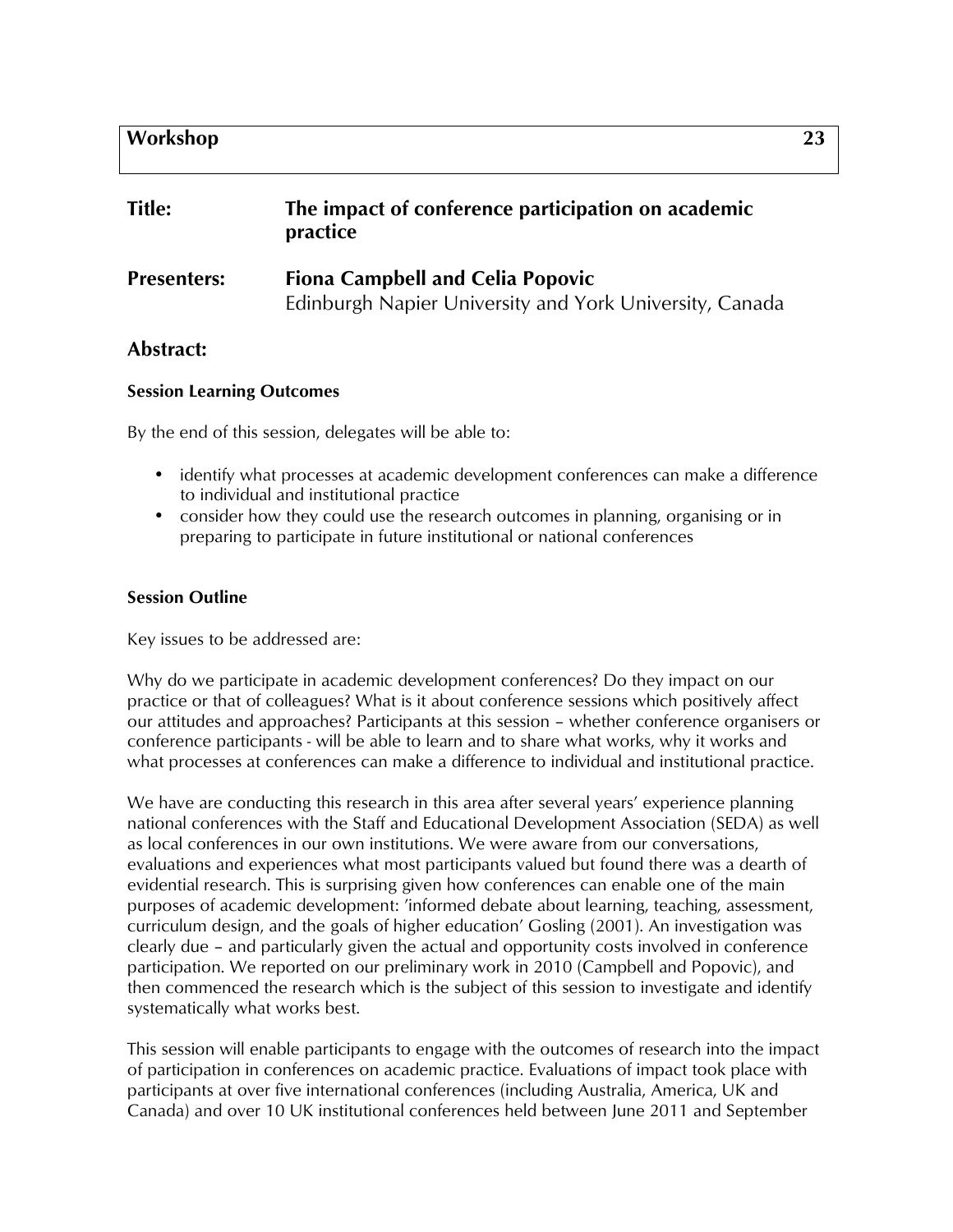| Workshop | 23 |
| --- | --- |

**Title:** **The impact of conference participation on academic practice**

**Presenters:** **Fiona Campbell and Celia Popovic**
Edinburgh Napier University and York University, Canada

## Abstract:

**Session Learning Outcomes**

By the end of this session, delegates will be able to:

- identify what processes at academic development conferences can make a difference to individual and institutional practice
- consider how they could use the research outcomes in planning, organising or in preparing to participate in future institutional or national conferences

**Session Outline**

Key issues to be addressed are:

Why do we participate in academic development conferences? Do they impact on our practice or that of colleagues? What is it about conference sessions which positively affect our attitudes and approaches? Participants at this session – whether conference organisers or conference participants - will be able to learn and to share what works, why it works and what processes at conferences can make a difference to individual and institutional practice.

We have are conducting this research in this area after several years' experience planning national conferences with the Staff and Educational Development Association (SEDA) as well as local conferences in our own institutions. We were aware from our conversations, evaluations and experiences what most participants valued but found there was a dearth of evidential research. This is surprising given how conferences can enable one of the main purposes of academic development: 'informed debate about learning, teaching, assessment, curriculum design, and the goals of higher education' Gosling (2001). An investigation was clearly due – and particularly given the actual and opportunity costs involved in conference participation. We reported on our preliminary work in 2010 (Campbell and Popovic), and then commenced the research which is the subject of this session to investigate and identify systematically what works best.

This session will enable participants to engage with the outcomes of research into the impact of participation in conferences on academic practice. Evaluations of impact took place with participants at over five international conferences (including Australia, America, UK and Canada) and over 10 UK institutional conferences held between June 2011 and September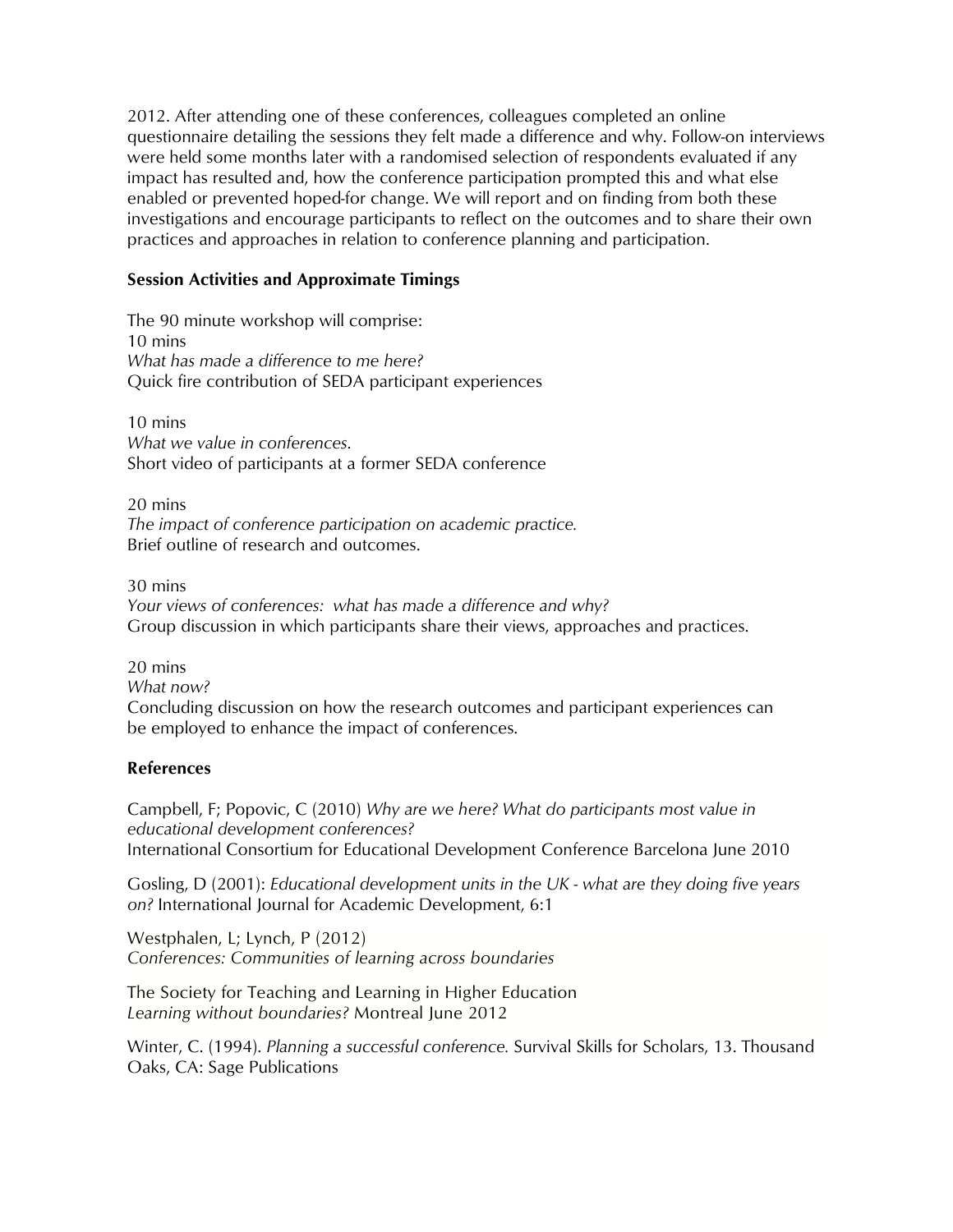2012. After attending one of these conferences, colleagues completed an online questionnaire detailing the sessions they felt made a difference and why. Follow-on interviews were held some months later with a randomised selection of respondents evaluated if any impact has resulted and, how the conference participation prompted this and what else enabled or prevented hoped-for change. We will report and on finding from both these investigations and encourage participants to reflect on the outcomes and to share their own practices and approaches in relation to conference planning and participation.

**Session Activities and Approximate Timings**

The 90 minute workshop will comprise:
10 mins
*What has made a difference to me here?*
Quick fire contribution of SEDA participant experiences

10 mins
*What we value in conferences.*
Short video of participants at a former SEDA conference

20 mins
*The impact of conference participation on academic practice.*
Brief outline of research and outcomes.

30 mins
*Your views of conferences: what has made a difference and why?*
Group discussion in which participants share their views, approaches and practices.

20 mins
*What now?*
Concluding discussion on how the research outcomes and participant experiences can be employed to enhance the impact of conferences.

**References**

Campbell, F; Popovic, C (2010) *Why are we here? What do participants most value in educational development conferences?*
International Consortium for Educational Development Conference Barcelona June 2010

Gosling, D (2001): *Educational development units in the UK - what are they doing five years on?* International Journal for Academic Development, 6:1

Westphalen, L; Lynch, P (2012)
*Conferences: Communities of learning across boundaries*

The Society for Teaching and Learning in Higher Education
*Learning without boundaries?* Montreal June 2012

Winter, C. (1994). *Planning a successful conference.* Survival Skills for Scholars, 13. Thousand Oaks, CA: Sage Publications